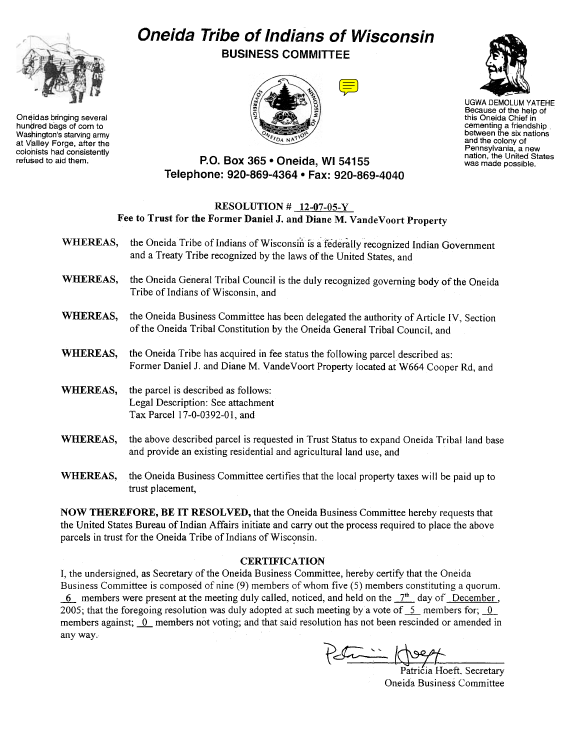# Oneida Tribe of Indians of Wisconsin

## BUSINESS COMMITTEE

Oneidas bringing several hundred bags of corn to Washington's starving army at Valley Forge, after the colonists had consistently refused to aid them.

UGWA DEMOLUM YATEHE
Because of the help of this Oneida Chief in cementing a friendship between the six nations and the colony of Pennsylvania, a new nation, the United States was made possible.

**P.O. Box 365 • Oneida, WI 54155**
**Telephone: 920-869-4364 • Fax: 920-869-4040**

**RESOLUTION # 12-07-05-Y**
**Fee to Trust for the Former Daniel J. and Diane M. VandeVoort Property**

**WHEREAS,** the Oneida Tribe of Indians of Wisconsin is a federally recognized Indian Government and a Treaty Tribe recognized by the laws of the United States, and

**WHEREAS,** the Oneida General Tribal Council is the duly recognized governing body of the Oneida Tribe of Indians of Wisconsin, and

**WHEREAS,** the Oneida Business Committee has been delegated the authority of Article IV, Section of the Oneida Tribal Constitution by the Oneida General Tribal Council, and

**WHEREAS,** the Oneida Tribe has acquired in fee status the following parcel described as: Former Daniel J. and Diane M. VandeVoort Property located at W664 Cooper Rd, and

**WHEREAS,** the parcel is described as follows:
Legal Description: See attachment
Tax Parcel 17-0-0392-01, and

**WHEREAS,** the above described parcel is requested in Trust Status to expand Oneida Tribal land base and provide an existing residential and agricultural land use, and

**WHEREAS,** the Oneida Business Committee certifies that the local property taxes will be paid up to trust placement,

**NOW THEREFORE, BE IT RESOLVED,** that the Oneida Business Committee hereby requests that the United States Bureau of Indian Affairs initiate and carry out the process required to place the above parcels in trust for the Oneida Tribe of Indians of Wisconsin.

**CERTIFICATION**

I, the undersigned, as Secretary of the Oneida Business Committee, hereby certify that the Oneida Business Committee is composed of nine (9) members of whom five (5) members constituting a quorum. 6 members were present at the meeting duly called, noticed, and held on the 7th day of December, 2005; that the foregoing resolution was duly adopted at such meeting by a vote of 5 members for; 0 members against; 0 members not voting; and that said resolution has not been rescinded or amended in any way.

Patricia Hoeft, Secretary
Oneida Business Committee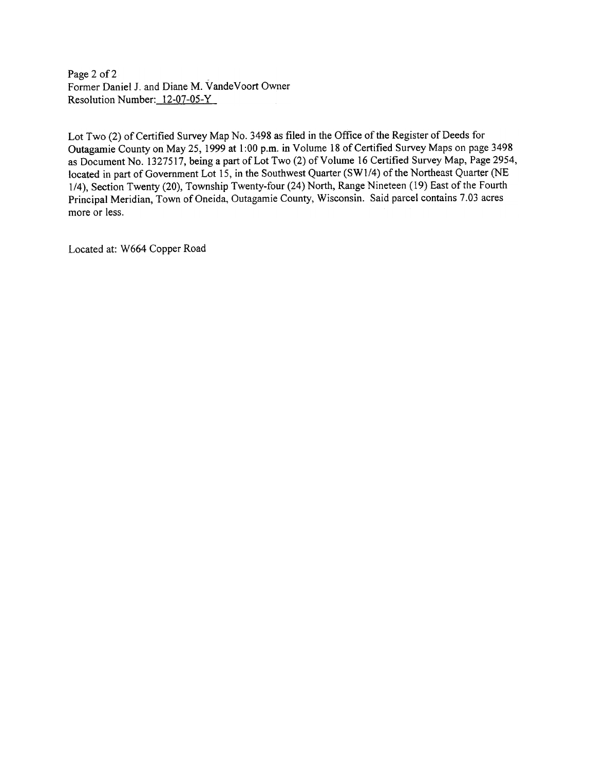Former Daniel J. and Diane M. VandeVoort Owner
Resolution Number: 12-07-05-Y

Lot Two (2) of Certified Survey Map No. 3498 as filed in the Office of the Register of Deeds for Outagamie County on May 25, 1999 at 1:00 p.m. in Volume 18 of Certified Survey Maps on page 3498 as Document No. 1327517, being a part of Lot Two (2) of Volume 16 Certified Survey Map, Page 2954, located in part of Government Lot 15, in the Southwest Quarter (SW1/4) of the Northeast Quarter (NE 1/4), Section Twenty (20), Township Twenty-four (24) North, Range Nineteen (19) East of the Fourth Principal Meridian, Town of Oneida, Outagamie County, Wisconsin. Said parcel contains 7.03 acres more or less.

Located at: W664 Copper Road